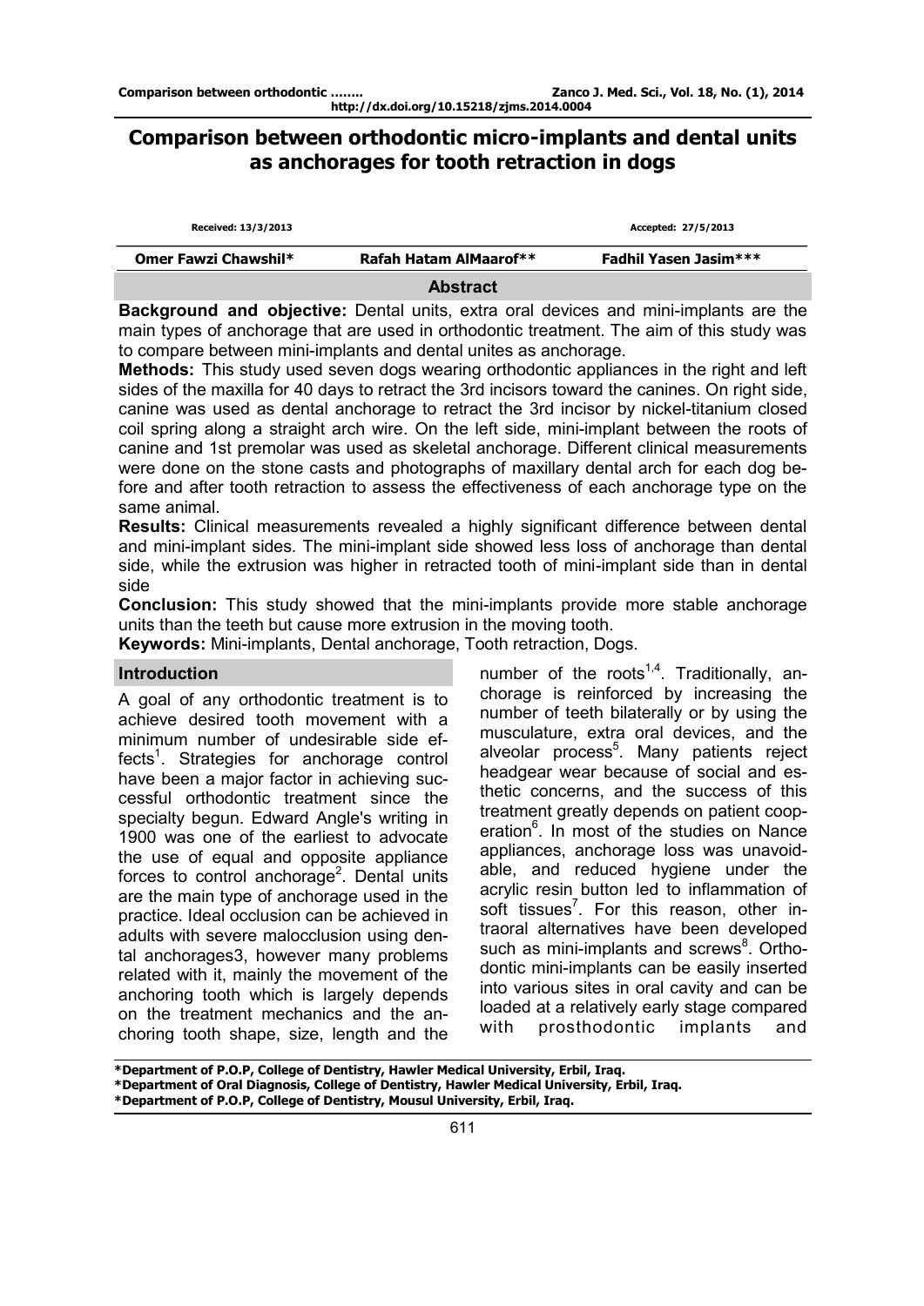# Comparison between orthodontic micro-implants and dental units as anchorages for tooth retraction in dogs

Received: 13/3/2013 Accepted: 27/5/2013

| Omer Fawzi Chawshil* | Rafah Hatam AlMaarof** | Fadhil Yasen Jasim*** |
|---|---|---|

## Abstract

**Background and objective:** Dental units, extra oral devices and mini-implants are the main types of anchorage that are used in orthodontic treatment. The aim of this study was to compare between mini-implants and dental unites as anchorage.

**Methods:** This study used seven dogs wearing orthodontic appliances in the right and left sides of the maxilla for 40 days to retract the 3rd incisors toward the canines. On right side, canine was used as dental anchorage to retract the 3rd incisor by nickel-titanium closed coil spring along a straight arch wire. On the left side, mini-implant between the roots of canine and 1st premolar was used as skeletal anchorage. Different clinical measurements were done on the stone casts and photographs of maxillary dental arch for each dog before and after tooth retraction to assess the effectiveness of each anchorage type on the same animal.

**Results:** Clinical measurements revealed a highly significant difference between dental and mini-implant sides. The mini-implant side showed less loss of anchorage than dental side, while the extrusion was higher in retracted tooth of mini-implant side than in dental side

**Conclusion:** This study showed that the mini-implants provide more stable anchorage units than the teeth but cause more extrusion in the moving tooth.

**Keywords:** Mini-implants, Dental anchorage, Tooth retraction, Dogs.

## Introduction

A goal of any orthodontic treatment is to achieve desired tooth movement with a minimum number of undesirable side effects[1]. Strategies for anchorage control have been a major factor in achieving successful orthodontic treatment since the specialty begun. Edward Angle's writing in 1900 was one of the earliest to advocate the use of equal and opposite appliance forces to control anchorage[2]. Dental units are the main type of anchorage used in the practice. Ideal occlusion can be achieved in adults with severe malocclusion using dental anchorages3, however many problems related with it, mainly the movement of the anchoring tooth which is largely depends on the treatment mechanics and the anchoring tooth shape, size, length and the number of the roots[1,4]. Traditionally, anchorage is reinforced by increasing the number of teeth bilaterally or by using the musculature, extra oral devices, and the alveolar process[5]. Many patients reject headgear wear because of social and esthetic concerns, and the success of this treatment greatly depends on patient cooperation[6]. In most of the studies on Nance appliances, anchorage loss was unavoidable, and reduced hygiene under the acrylic resin button led to inflammation of soft tissues[7]. For this reason, other intraoral alternatives have been developed such as mini-implants and screws[8]. Orthodontic mini-implants can be easily inserted into various sites in oral cavity and can be loaded at a relatively early stage compared with prosthodontic implants and

\*Department of P.O.P, College of Dentistry, Hawler Medical University, Erbil, Iraq.
\*Department of Oral Diagnosis, College of Dentistry, Hawler Medical University, Erbil, Iraq.
\*Department of P.O.P, College of Dentistry, Mousul University, Erbil, Iraq.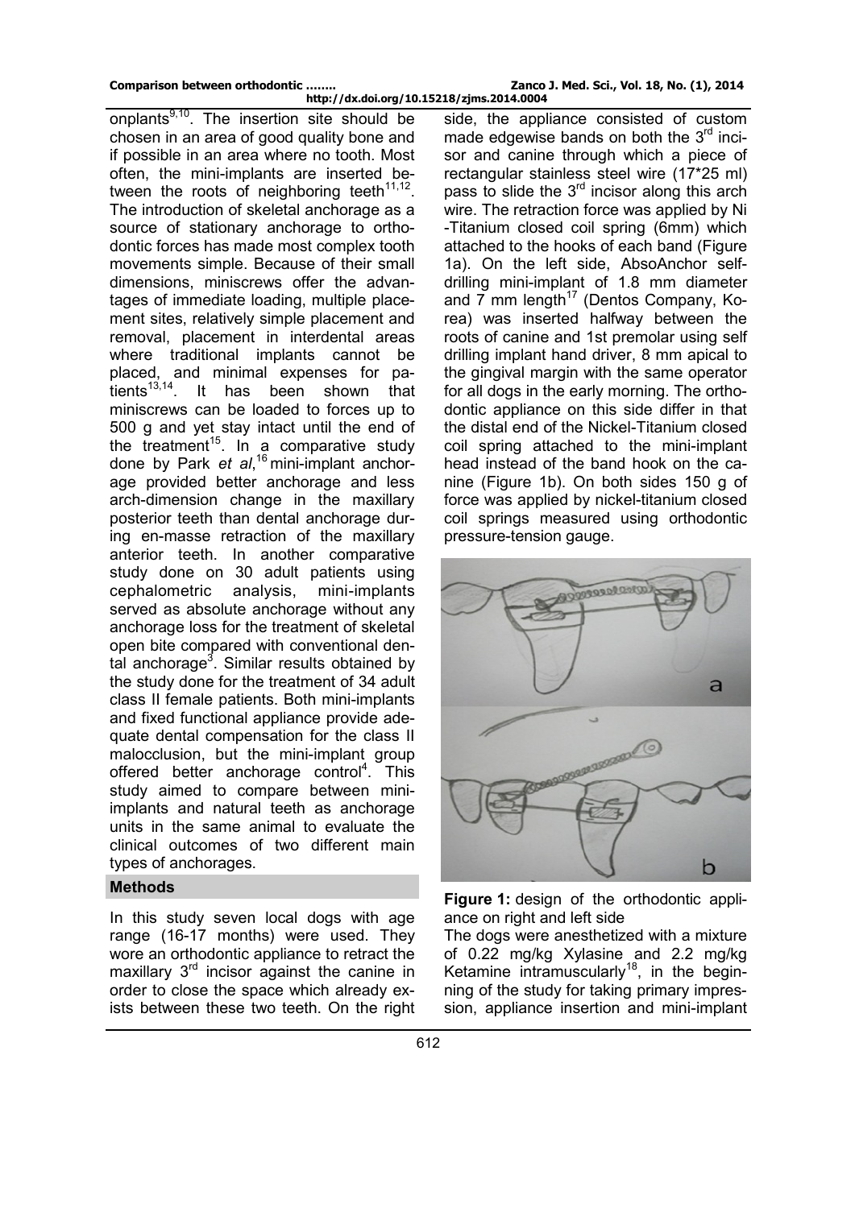onplants[9,10]. The insertion site should be chosen in an area of good quality bone and if possible in an area where no tooth. Most often, the mini-implants are inserted between the roots of neighboring teeth[11,12]. The introduction of skeletal anchorage as a source of stationary anchorage to orthodontic forces has made most complex tooth movements simple. Because of their small dimensions, miniscrews offer the advantages of immediate loading, multiple placement sites, relatively simple placement and removal, placement in interdental areas where traditional implants cannot be placed, and minimal expenses for patients[13,14]. It has been shown that miniscrews can be loaded to forces up to 500 g and yet stay intact until the end of the treatment[15]. In a comparative study done by Park *et al*,[16] mini-implant anchorage provided better anchorage and less arch-dimension change in the maxillary posterior teeth than dental anchorage during en-masse retraction of the maxillary anterior teeth. In another comparative study done on 30 adult patients using cephalometric analysis, mini-implants served as absolute anchorage without any anchorage loss for the treatment of skeletal open bite compared with conventional dental anchorage[3]. Similar results obtained by the study done for the treatment of 34 adult class II female patients. Both mini-implants and fixed functional appliance provide adequate dental compensation for the class II malocclusion, but the mini-implant group offered better anchorage control[4]. This study aimed to compare between mini-implants and natural teeth as anchorage units in the same animal to evaluate the clinical outcomes of two different main types of anchorages.

## Methods

In this study seven local dogs with age range (16-17 months) were used. They wore an orthodontic appliance to retract the maxillary 3rd incisor against the canine in order to close the space which already exists between these two teeth. On the right side, the appliance consisted of custom made edgewise bands on both the 3rd incisor and canine through which a piece of rectangular stainless steel wire (17*25 ml) pass to slide the 3rd incisor along this arch wire. The retraction force was applied by Ni-Titanium closed coil spring (6mm) which attached to the hooks of each band (Figure 1a). On the left side, AbsoAnchor self-drilling mini-implant of 1.8 mm diameter and 7 mm length[17] (Dentos Company, Korea) was inserted halfway between the roots of canine and 1st premolar using self drilling implant hand driver, 8 mm apical to the gingival margin with the same operator for all dogs in the early morning. The orthodontic appliance on this side differ in that the distal end of the Nickel-Titanium closed coil spring attached to the mini-implant head instead of the band hook on the canine (Figure 1b). On both sides 150 g of force was applied by nickel-titanium closed coil springs measured using orthodontic pressure-tension gauge.

**Figure 1:** design of the orthodontic appliance on right and left side

The dogs were anesthetized with a mixture of 0.22 mg/kg Xylasine and 2.2 mg/kg Ketamine intramuscularly[18], in the beginning of the study for taking primary impression, appliance insertion and mini-implant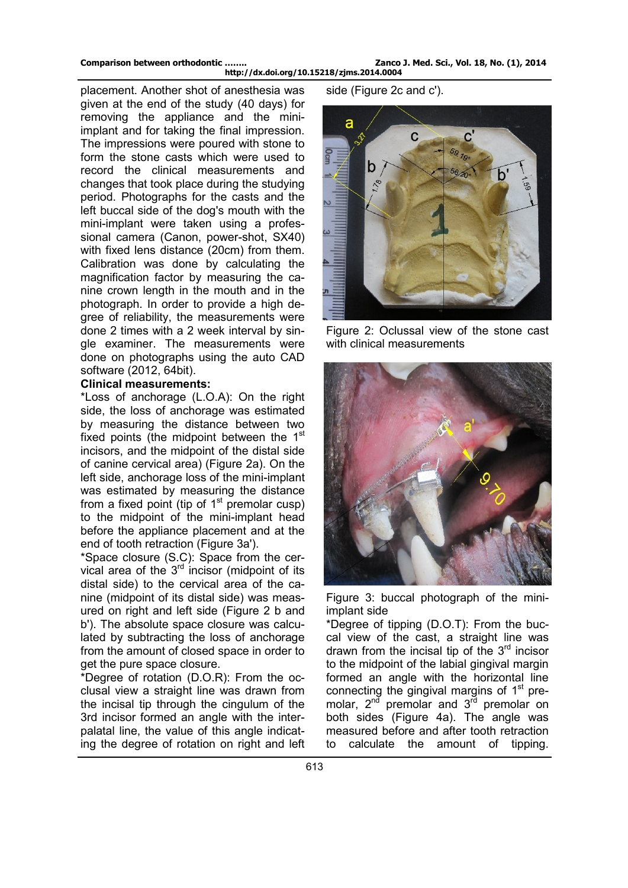placement. Another shot of anesthesia was given at the end of the study (40 days) for removing the appliance and the mini-implant and for taking the final impression. The impressions were poured with stone to form the stone casts which were used to record the clinical measurements and changes that took place during the studying period. Photographs for the casts and the left buccal side of the dog's mouth with the mini-implant were taken using a professional camera (Canon, power-shot, SX40) with fixed lens distance (20cm) from them. Calibration was done by calculating the magnification factor by measuring the canine crown length in the mouth and in the photograph. In order to provide a high degree of reliability, the measurements were done 2 times with a 2 week interval by single examiner. The measurements were done on photographs using the auto CAD software (2012, 64bit).

**Clinical measurements:**

*Loss of anchorage (L.O.A): On the right side, the loss of anchorage was estimated by measuring the distance between two fixed points (the midpoint between the 1st incisors, and the midpoint of the distal side of canine cervical area) (Figure 2a). On the left side, anchorage loss of the mini-implant was estimated by measuring the distance from a fixed point (tip of 1st premolar cusp) to the midpoint of the mini-implant head before the appliance placement and at the end of tooth retraction (Figure 3a').

*Space closure (S.C): Space from the cervical area of the 3rd incisor (midpoint of its distal side) to the cervical area of the canine (midpoint of its distal side) was measured on right and left side (Figure 2 b and b'). The absolute space closure was calculated by subtracting the loss of anchorage from the amount of closed space in order to get the pure space closure.

*Degree of rotation (D.O.R): From the occlusal view a straight line was drawn from the incisal tip through the cingulum of the 3rd incisor formed an angle with the inter-palatal line, the value of this angle indicating the degree of rotation on right and left side (Figure 2c and c').

Figure 2: Oclussal view of the stone cast with clinical measurements

Figure 3: buccal photograph of the mini-implant side

*Degree of tipping (D.O.T): From the buccal view of the cast, a straight line was drawn from the incisal tip of the 3rd incisor to the midpoint of the labial gingival margin formed an angle with the horizontal line connecting the gingival margins of 1st premolar, 2nd premolar and 3rd premolar on both sides (Figure 4a). The angle was measured before and after tooth retraction to calculate the amount of tipping.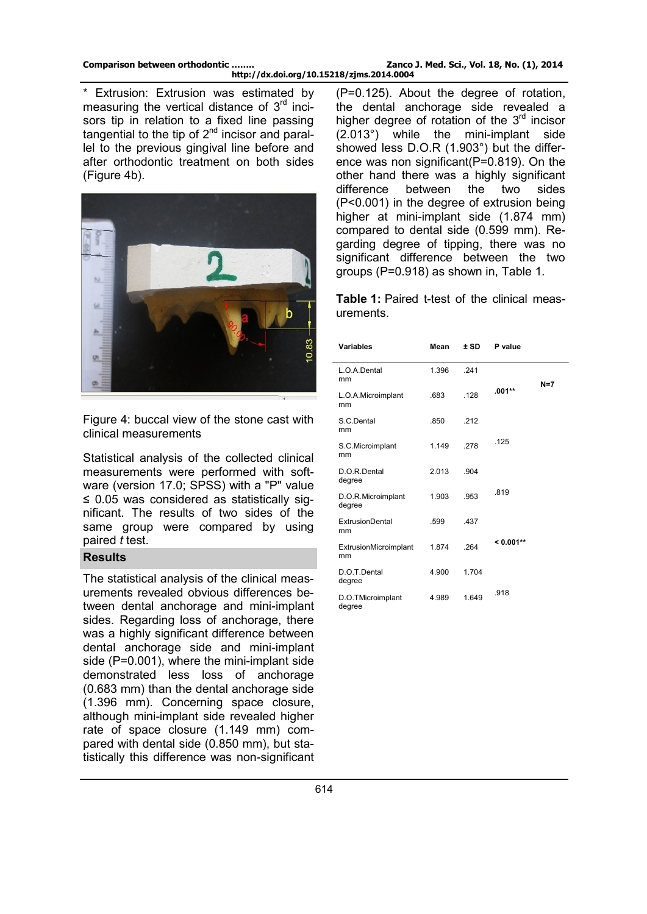* Extrusion: Extrusion was estimated by measuring the vertical distance of 3rd incisors tip in relation to a fixed line passing tangential to the tip of 2nd incisor and parallel to the previous gingival line before and after orthodontic treatment on both sides (Figure 4b).

Figure 4: buccal view of the stone cast with clinical measurements

Statistical analysis of the collected clinical measurements were performed with software (version 17.0; SPSS) with a "P" value ≤ 0.05 was considered as statistically significant. The results of two sides of the same group were compared by using paired *t* test.

## Results

The statistical analysis of the clinical measurements revealed obvious differences between dental anchorage and mini-implant sides. Regarding loss of anchorage, there was a highly significant difference between dental anchorage side and mini-implant side (P=0.001), where the mini-implant side demonstrated less loss of anchorage (0.683 mm) than the dental anchorage side (1.396 mm). Concerning space closure, although mini-implant side revealed higher rate of space closure (1.149 mm) compared with dental side (0.850 mm), but statistically this difference was non-significant (P=0.125). About the degree of rotation, the dental anchorage side revealed a higher degree of rotation of the 3rd incisor (2.013°) while the mini-implant side showed less D.O.R (1.903°) but the difference was non significant(P=0.819). On the other hand there was a highly significant difference between the two sides (P<0.001) in the degree of extrusion being higher at mini-implant side (1.874 mm) compared to dental side (0.599 mm). Regarding degree of tipping, there was no significant difference between the two groups (P=0.918) as shown in, Table 1.

**Table 1:** Paired t-test of the clinical measurements.

| Variables | Mean | ± SD | P value | |
|---|---|---|---|---|
| L.O.A.Dental mm | 1.396 | .241 | .001** | N=7 |
| L.O.A.Microimplant mm | .683 | .128 | | |
| S.C.Dental mm | .850 | .212 | .125 | |
| S.C.Microimplant mm | 1.149 | .278 | | |
| D.O.R.Dental degree | 2.013 | .904 | .819 | |
| D.O.R.Microimplant degree | 1.903 | .953 | | |
| ExtrusionDental mm | .599 | .437 | < 0.001** | |
| ExtrusionMicroimplant mm | 1.874 | .264 | | |
| D.O.T.Dental degree | 4.900 | 1.704 | .918 | |
| D.O.TMicroimplant degree | 4.989 | 1.649 | | |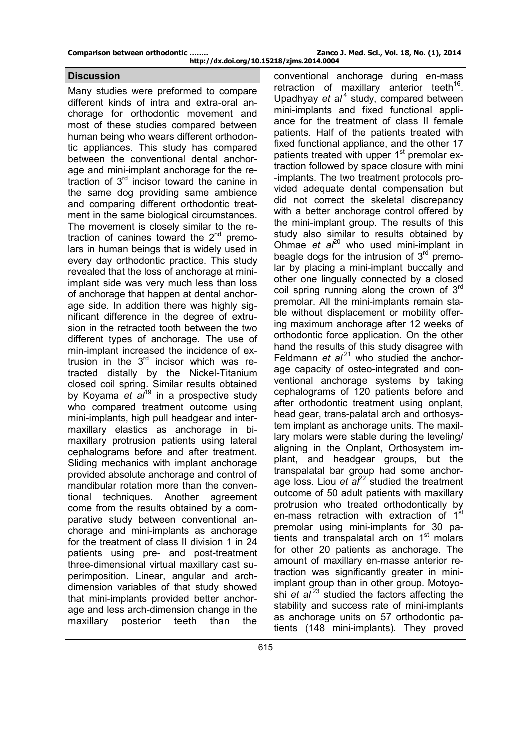## Discussion

Many studies were preformed to compare different kinds of intra and extra-oral anchorage for orthodontic movement and most of these studies compared between human being who wears different orthodontic appliances. This study has compared between the conventional dental anchorage and mini-implant anchorage for the retraction of 3rd incisor toward the canine in the same dog providing same ambience and comparing different orthodontic treatment in the same biological circumstances. The movement is closely similar to the retraction of canines toward the 2nd premolars in human beings that is widely used in every day orthodontic practice. This study revealed that the loss of anchorage at mini-implant side was very much less than loss of anchorage that happen at dental anchorage side. In addition there was highly significant difference in the degree of extrusion in the retracted tooth between the two different types of anchorage. The use of min-implant increased the incidence of extrusion in the 3rd incisor which was retracted distally by the Nickel-Titanium closed coil spring. Similar results obtained by Koyama *et al*[19] in a prospective study who compared treatment outcome using mini-implants, high pull headgear and inter-maxillary elastics as anchorage in bimaxillary protrusion patients using lateral cephalograms before and after treatment. Sliding mechanics with implant anchorage provided absolute anchorage and control of mandibular rotation more than the conventional techniques. Another agreement come from the results obtained by a comparative study between conventional anchorage and mini-implants as anchorage for the treatment of class II division 1 in 24 patients using pre- and post-treatment three-dimensional virtual maxillary cast superimposition. Linear, angular and arch-dimension variables of that study showed that mini-implants provided better anchorage and less arch-dimension change in the maxillary posterior teeth than the conventional anchorage during en-mass retraction of maxillary anterior teeth[16]. Upadhyay *et al*[4] study, compared between mini-implants and fixed functional appliance for the treatment of class II female patients. Half of the patients treated with fixed functional appliance, and the other 17 patients treated with upper 1st premolar extraction followed by space closure with mini-implants. The two treatment protocols provided adequate dental compensation but did not correct the skeletal discrepancy with a better anchorage control offered by the mini-implant group. The results of this study also similar to results obtained by Ohmae *et al*[20] who used mini-implant in beagle dogs for the intrusion of 3rd premolar by placing a mini-implant buccally and other one lingually connected by a closed coil spring running along the crown of 3rd premolar. All the mini-implants remain stable without displacement or mobility offering maximum anchorage after 12 weeks of orthodontic force application. On the other hand the results of this study disagree with Feldmann *et al*[21] who studied the anchorage capacity of osteo-integrated and conventional anchorage systems by taking cephalograms of 120 patients before and after orthodontic treatment using onplant, head gear, trans-palatal arch and orthosystem implant as anchorage units. The maxillary molars were stable during the leveling/aligning in the Onplant, Orthosystem implant, and headgear groups, but the transpalatal bar group had some anchorage loss. Liou *et al*[22] studied the treatment outcome of 50 adult patients with maxillary protrusion who treated orthodontically by en-mass retraction with extraction of 1st premolar using mini-implants for 30 patients and transpalatal arch on 1st molars for other 20 patients as anchorage. The amount of maxillary en-masse anterior retraction was significantly greater in mini-implant group than in other group. Motoyoshi *et al*[23] studied the factors affecting the stability and success rate of mini-implants as anchorage units on 57 orthodontic patients (148 mini-implants). They proved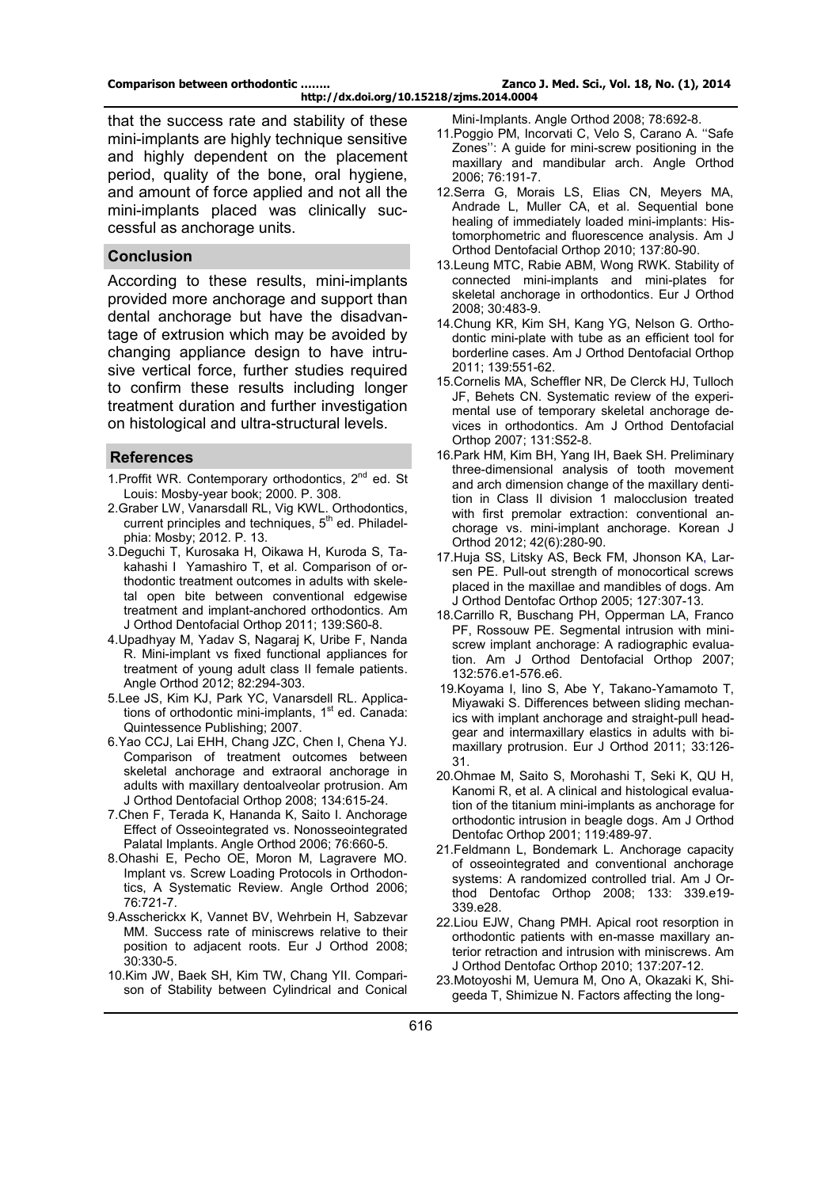that the success rate and stability of these mini-implants are highly technique sensitive and highly dependent on the placement period, quality of the bone, oral hygiene, and amount of force applied and not all the mini-implants placed was clinically successful as anchorage units.

## Conclusion

According to these results, mini-implants provided more anchorage and support than dental anchorage but have the disadvantage of extrusion which may be avoided by changing appliance design to have intrusive vertical force, further studies required to confirm these results including longer treatment duration and further investigation on histological and ultra-structural levels.

## References

1. Proffit WR. Contemporary orthodontics, 2nd ed. St Louis: Mosby-year book; 2000. P. 308.
2. Graber LW, Vanarsdall RL, Vig KWL. Orthodontics, current principles and techniques, 5th ed. Philadelphia: Mosby; 2012. P. 13.
3. Deguchi T, Kurosaka H, Oikawa H, Kuroda S, Takahashi I Yamashiro T, et al. Comparison of orthodontic treatment outcomes in adults with skeletal open bite between conventional edgewise treatment and implant-anchored orthodontics. Am J Orthod Dentofacial Orthop 2011; 139:S60-8.
4. Upadhyay M, Yadav S, Nagaraj K, Uribe F, Nanda R. Mini-implant vs fixed functional appliances for treatment of young adult class II female patients. Angle Orthod 2012; 82:294-303.
5. Lee JS, Kim KJ, Park YC, Vanarsdell RL. Applications of orthodontic mini-implants, 1st ed. Canada: Quintessence Publishing; 2007.
6. Yao CCJ, Lai EHH, Chang JZC, Chen I, Chena YJ. Comparison of treatment outcomes between skeletal anchorage and extraoral anchorage in adults with maxillary dentoalveolar protrusion. Am J Orthod Dentofacial Orthop 2008; 134:615-24.
7. Chen F, Terada K, Hananda K, Saito I. Anchorage Effect of Osseointegrated vs. Nonosseointegrated Palatal Implants. Angle Orthod 2006; 76:660-5.
8. Ohashi E, Pecho OE, Moron M, Lagravere MO. Implant vs. Screw Loading Protocols in Orthodontics, A Systematic Review. Angle Orthod 2006; 76:721-7.
9. Asscherickx K, Vannet BV, Wehrbein H, Sabzevar MM. Success rate of miniscrews relative to their position to adjacent roots. Eur J Orthod 2008; 30:330-5.
10. Kim JW, Baek SH, Kim TW, Chang YII. Comparison of Stability between Cylindrical and Conical Mini-Implants. Angle Orthod 2008; 78:692-8.
11. Poggio PM, Incorvati C, Velo S, Carano A. ''Safe Zones'': A guide for mini-screw positioning in the maxillary and mandibular arch. Angle Orthod 2006; 76:191-7.
12. Serra G, Morais LS, Elias CN, Meyers MA, Andrade L, Muller CA, et al. Sequential bone healing of immediately loaded mini-implants: Histomorphometric and fluorescence analysis. Am J Orthod Dentofacial Orthop 2010; 137:80-90.
13. Leung MTC, Rabie ABM, Wong RWK. Stability of connected mini-implants and mini-plates for skeletal anchorage in orthodontics. Eur J Orthod 2008; 30:483-9.
14. Chung KR, Kim SH, Kang YG, Nelson G. Orthodontic mini-plate with tube as an efficient tool for borderline cases. Am J Orthod Dentofacial Orthop 2011; 139:551-62.
15. Cornelis MA, Scheffler NR, De Clerck HJ, Tulloch JF, Behets CN. Systematic review of the experimental use of temporary skeletal anchorage devices in orthodontics. Am J Orthod Dentofacial Orthop 2007; 131:S52-8.
16. Park HM, Kim BH, Yang IH, Baek SH. Preliminary three-dimensional analysis of tooth movement and arch dimension change of the maxillary dentition in Class II division 1 malocclusion treated with first premolar extraction: conventional anchorage vs. mini-implant anchorage. Korean J Orthod 2012; 42(6):280-90.
17. Huja SS, Litsky AS, Beck FM, Jhonson KA, Larsen PE. Pull-out strength of monocortical screws placed in the maxillae and mandibles of dogs. Am J Orthod Dentofac Orthop 2005; 127:307-13.
18. Carrillo R, Buschang PH, Opperman LA, Franco PF, Rossouw PE. Segmental intrusion with mini-screw implant anchorage: A radiographic evaluation. Am J Orthod Dentofacial Orthop 2007; 132:576.e1-576.e6.
19. Koyama I, Iino S, Abe Y, Takano-Yamamoto T, Miyawaki S. Differences between sliding mechanics with implant anchorage and straight-pull headgear and intermaxillary elastics in adults with bimaxillary protrusion. Eur J Orthod 2011; 33:126-31.
20. Ohmae M, Saito S, Morohashi T, Seki K, QU H, Kanomi R, et al. A clinical and histological evaluation of the titanium mini-implants as anchorage for orthodontic intrusion in beagle dogs. Am J Orthod Dentofac Orthop 2001; 119:489-97.
21. Feldmann L, Bondemark L. Anchorage capacity of osseointegrated and conventional anchorage systems: A randomized controlled trial. Am J Orthod Dentofac Orthop 2008; 133: 339.e19-339.e28.
22. Liou EJW, Chang PMH. Apical root resorption in orthodontic patients with en-masse maxillary anterior retraction and intrusion with miniscrews. Am J Orthod Dentofac Orthop 2010; 137:207-12.
23. Motoyoshi M, Uemura M, Ono A, Okazaki K, Shigeeda T, Shimizue N. Factors affecting the long-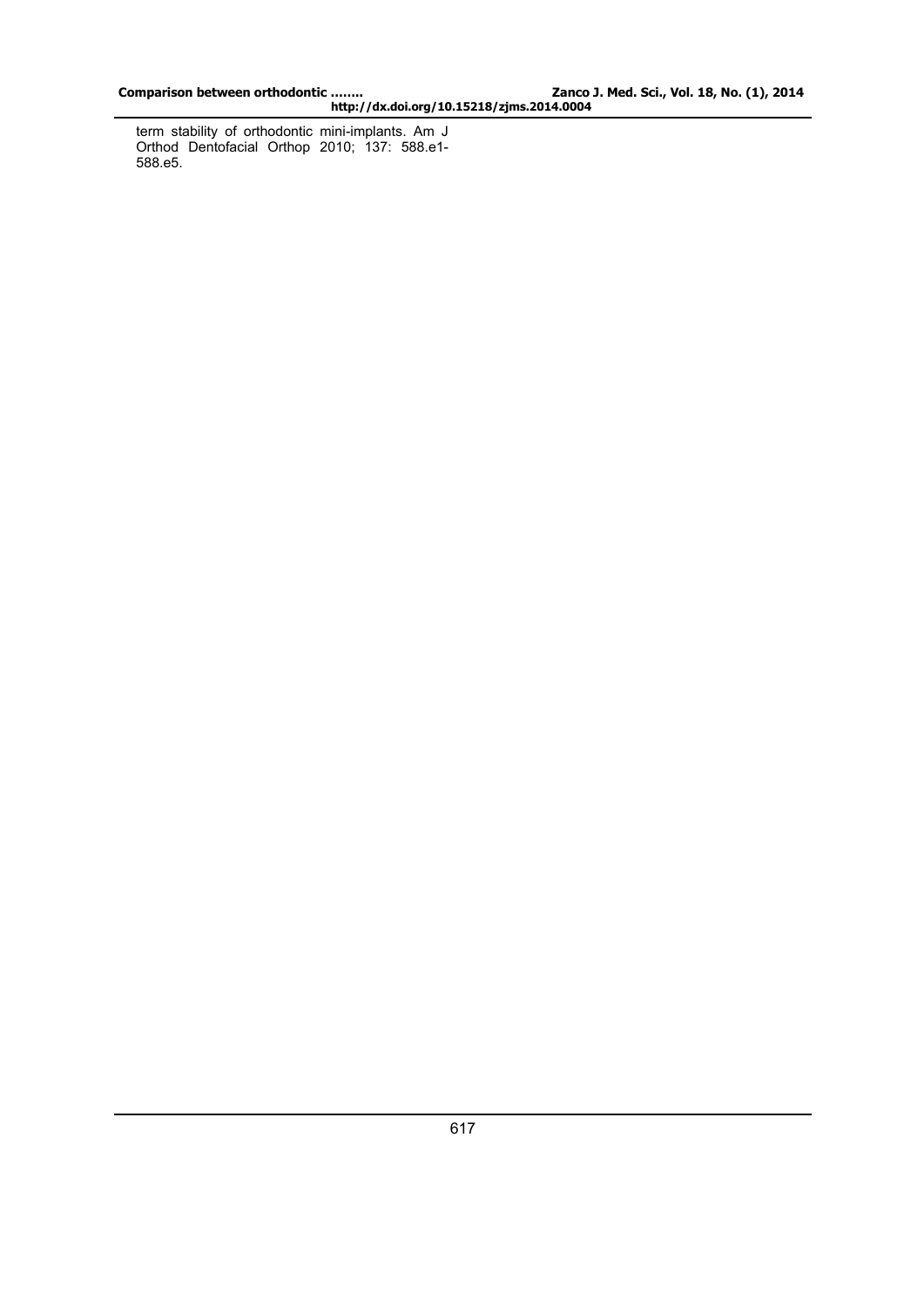term stability of orthodontic mini-implants. Am J Orthod Dentofacial Orthop 2010; 137: 588.e1-588.e5.